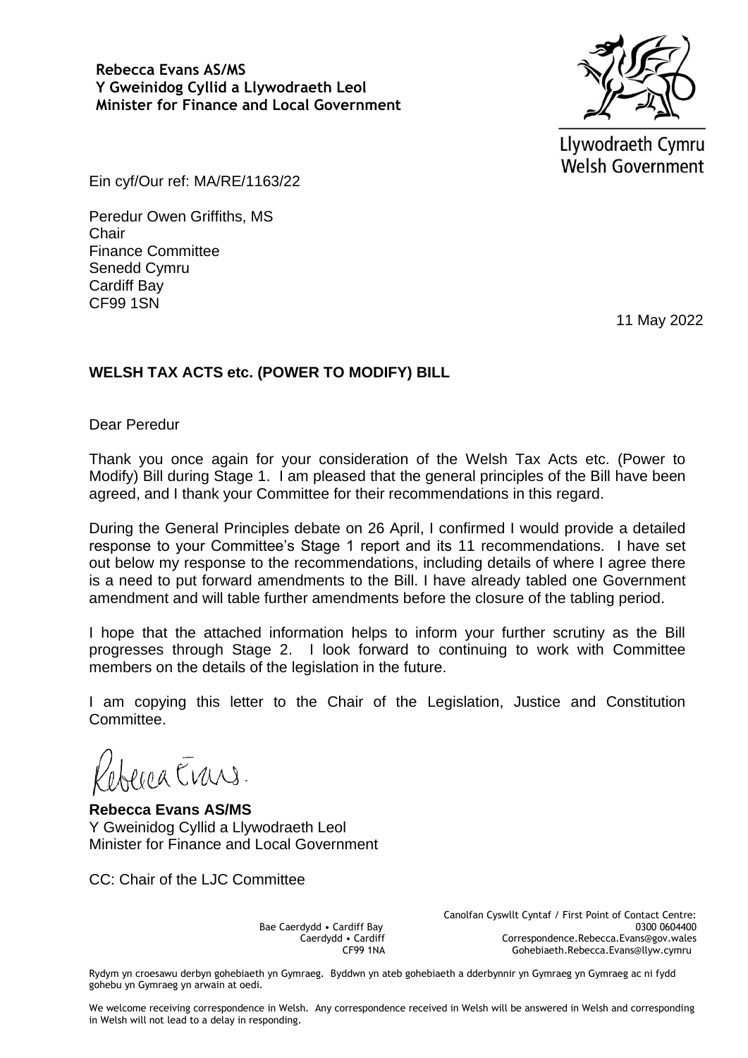**Rebecca Evans AS/MS**
**Y Gweinidog Cyllid a Llywodraeth Leol**
**Minister for Finance and Local Government**

Llywodraeth Cymru
Welsh Government

Ein cyf/Our ref: MA/RE/1163/22

Peredur Owen Griffiths, MS
Chair
Finance Committee
Senedd Cymru
Cardiff Bay
CF99 1SN

11 May 2022

**WELSH TAX ACTS etc. (POWER TO MODIFY) BILL**

Dear Peredur

Thank you once again for your consideration of the Welsh Tax Acts etc. (Power to Modify) Bill during Stage 1. I am pleased that the general principles of the Bill have been agreed, and I thank your Committee for their recommendations in this regard.

During the General Principles debate on 26 April, I confirmed I would provide a detailed response to your Committee's Stage 1 report and its 11 recommendations. I have set out below my response to the recommendations, including details of where I agree there is a need to put forward amendments to the Bill. I have already tabled one Government amendment and will table further amendments before the closure of the tabling period.

I hope that the attached information helps to inform your further scrutiny as the Bill progresses through Stage 2. I look forward to continuing to work with Committee members on the details of the legislation in the future.

I am copying this letter to the Chair of the Legislation, Justice and Constitution Committee.

Rebecca Evans.

**Rebecca Evans AS/MS**
Y Gweinidog Cyllid a Llywodraeth Leol
Minister for Finance and Local Government

CC: Chair of the LJC Committee

Bae Caerdydd • Cardiff Bay
Caerdydd • Cardiff
CF99 1NA

Canolfan Cyswllt Cyntaf / First Point of Contact Centre:
0300 0604400
Correspondence.Rebecca.Evans@gov.wales
Gohebiaeth.Rebecca.Evans@llyw.cymru

Rydym yn croesawu derbyn gohebiaeth yn Gymraeg. Byddwn yn ateb gohebiaeth a dderbynnir yn Gymraeg yn Gymraeg ac ni fydd gohebu yn Gymraeg yn arwain at oedi.

We welcome receiving correspondence in Welsh. Any correspondence received in Welsh will be answered in Welsh and corresponding in Welsh will not lead to a delay in responding.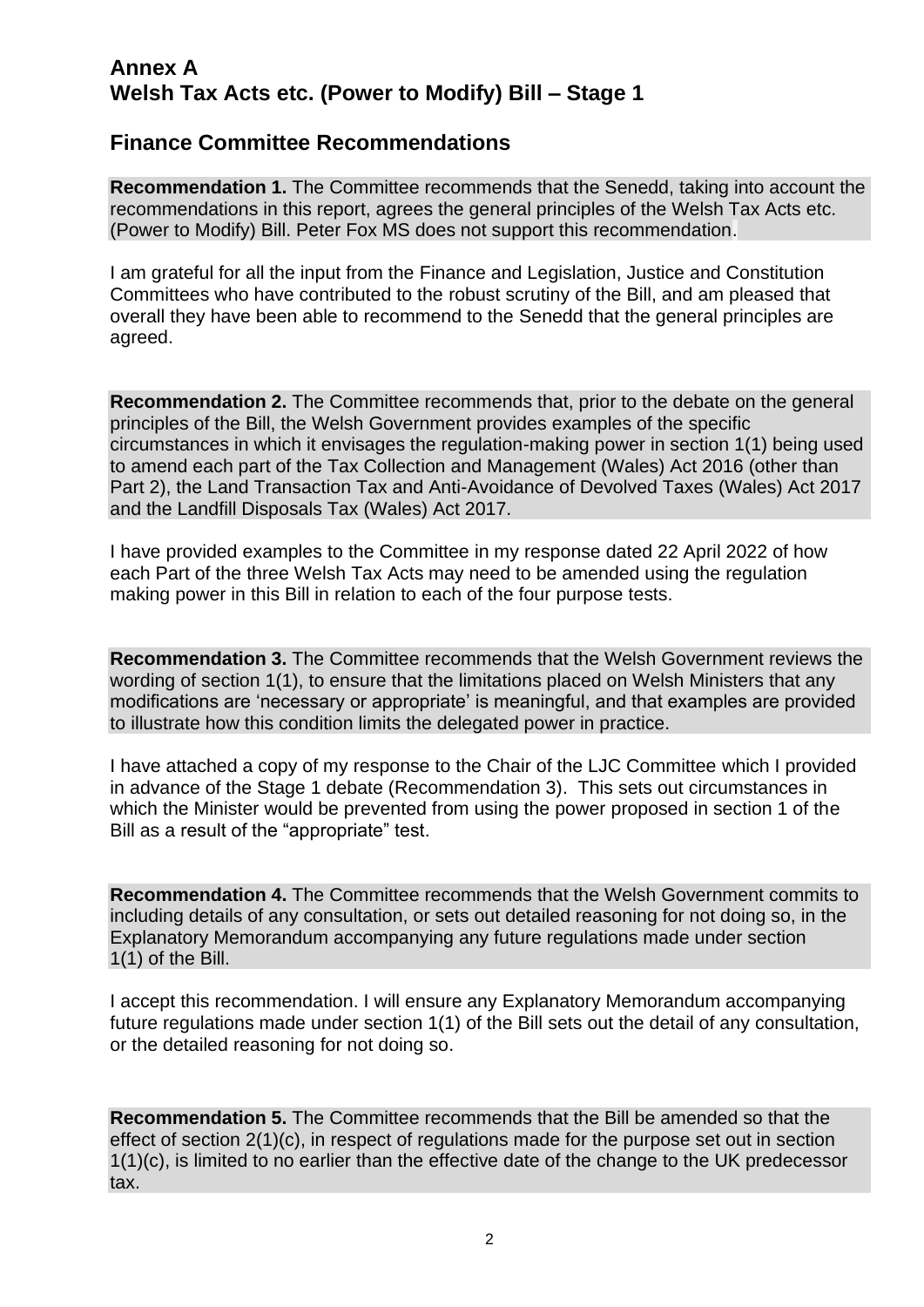## Annex A
## Welsh Tax Acts etc. (Power to Modify) Bill – Stage 1

## Finance Committee Recommendations

**Recommendation 1.** The Committee recommends that the Senedd, taking into account the recommendations in this report, agrees the general principles of the Welsh Tax Acts etc. (Power to Modify) Bill. Peter Fox MS does not support this recommendation.

I am grateful for all the input from the Finance and Legislation, Justice and Constitution Committees who have contributed to the robust scrutiny of the Bill, and am pleased that overall they have been able to recommend to the Senedd that the general principles are agreed.

**Recommendation 2.** The Committee recommends that, prior to the debate on the general principles of the Bill, the Welsh Government provides examples of the specific circumstances in which it envisages the regulation-making power in section 1(1) being used to amend each part of the Tax Collection and Management (Wales) Act 2016 (other than Part 2), the Land Transaction Tax and Anti-Avoidance of Devolved Taxes (Wales) Act 2017 and the Landfill Disposals Tax (Wales) Act 2017.

I have provided examples to the Committee in my response dated 22 April 2022 of how each Part of the three Welsh Tax Acts may need to be amended using the regulation making power in this Bill in relation to each of the four purpose tests.

**Recommendation 3.** The Committee recommends that the Welsh Government reviews the wording of section 1(1), to ensure that the limitations placed on Welsh Ministers that any modifications are 'necessary or appropriate' is meaningful, and that examples are provided to illustrate how this condition limits the delegated power in practice.

I have attached a copy of my response to the Chair of the LJC Committee which I provided in advance of the Stage 1 debate (Recommendation 3). This sets out circumstances in which the Minister would be prevented from using the power proposed in section 1 of the Bill as a result of the "appropriate" test.

**Recommendation 4.** The Committee recommends that the Welsh Government commits to including details of any consultation, or sets out detailed reasoning for not doing so, in the Explanatory Memorandum accompanying any future regulations made under section 1(1) of the Bill.

I accept this recommendation. I will ensure any Explanatory Memorandum accompanying future regulations made under section 1(1) of the Bill sets out the detail of any consultation, or the detailed reasoning for not doing so.

**Recommendation 5.** The Committee recommends that the Bill be amended so that the effect of section 2(1)(c), in respect of regulations made for the purpose set out in section 1(1)(c), is limited to no earlier than the effective date of the change to the UK predecessor tax.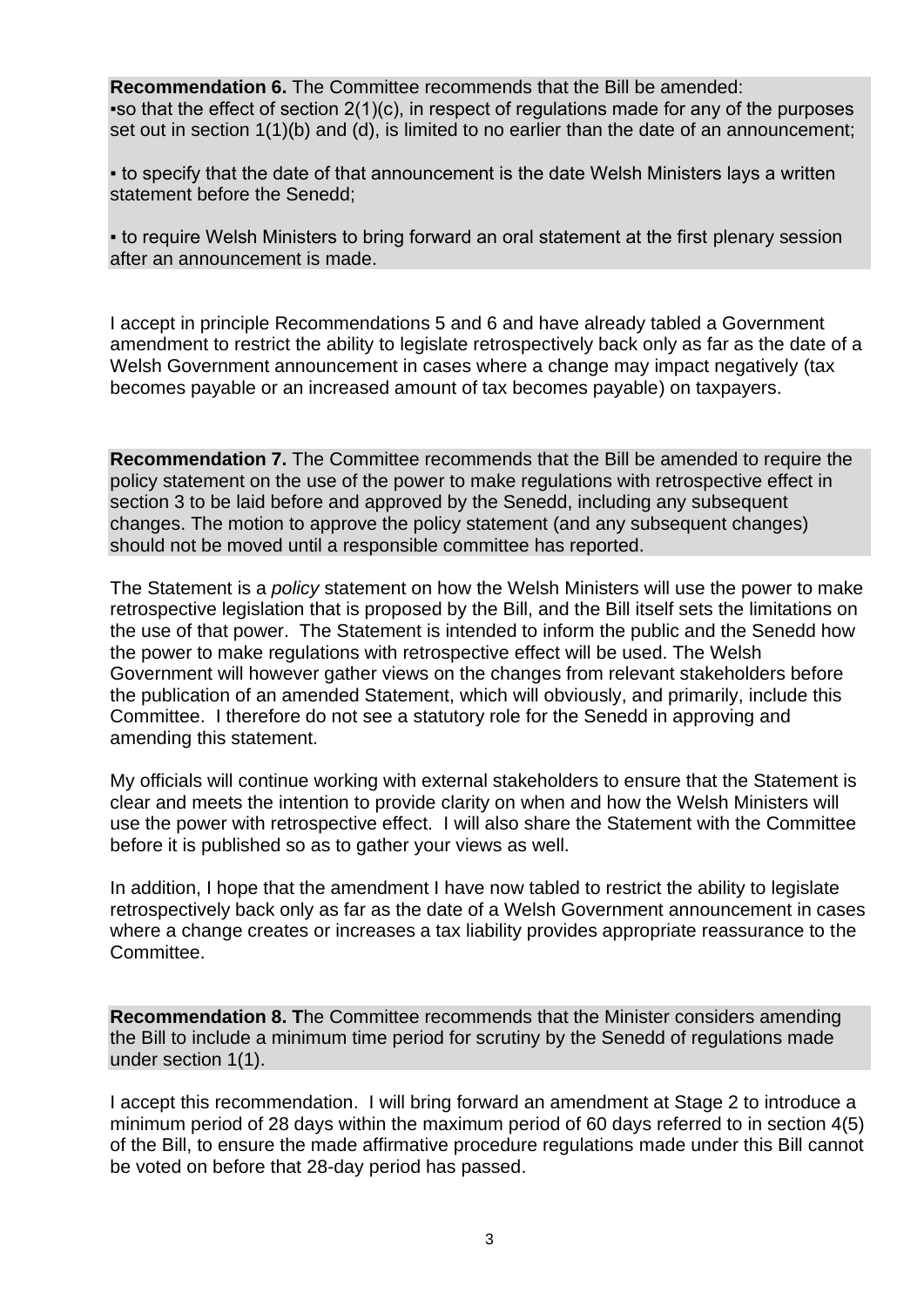**Recommendation 6.** The Committee recommends that the Bill be amended:

▪so that the effect of section 2(1)(c), in respect of regulations made for any of the purposes set out in section 1(1)(b) and (d), is limited to no earlier than the date of an announcement;

▪ to specify that the date of that announcement is the date Welsh Ministers lays a written statement before the Senedd;

▪ to require Welsh Ministers to bring forward an oral statement at the first plenary session after an announcement is made.

I accept in principle Recommendations 5 and 6 and have already tabled a Government amendment to restrict the ability to legislate retrospectively back only as far as the date of a Welsh Government announcement in cases where a change may impact negatively (tax becomes payable or an increased amount of tax becomes payable) on taxpayers.

**Recommendation 7.** The Committee recommends that the Bill be amended to require the policy statement on the use of the power to make regulations with retrospective effect in section 3 to be laid before and approved by the Senedd, including any subsequent changes. The motion to approve the policy statement (and any subsequent changes) should not be moved until a responsible committee has reported.

The Statement is a *policy* statement on how the Welsh Ministers will use the power to make retrospective legislation that is proposed by the Bill, and the Bill itself sets the limitations on the use of that power. The Statement is intended to inform the public and the Senedd how the power to make regulations with retrospective effect will be used. The Welsh Government will however gather views on the changes from relevant stakeholders before the publication of an amended Statement, which will obviously, and primarily, include this Committee. I therefore do not see a statutory role for the Senedd in approving and amending this statement.

My officials will continue working with external stakeholders to ensure that the Statement is clear and meets the intention to provide clarity on when and how the Welsh Ministers will use the power with retrospective effect. I will also share the Statement with the Committee before it is published so as to gather your views as well.

In addition, I hope that the amendment I have now tabled to restrict the ability to legislate retrospectively back only as far as the date of a Welsh Government announcement in cases where a change creates or increases a tax liability provides appropriate reassurance to the Committee.

**Recommendation 8. T**he Committee recommends that the Minister considers amending the Bill to include a minimum time period for scrutiny by the Senedd of regulations made under section 1(1).

I accept this recommendation. I will bring forward an amendment at Stage 2 to introduce a minimum period of 28 days within the maximum period of 60 days referred to in section 4(5) of the Bill, to ensure the made affirmative procedure regulations made under this Bill cannot be voted on before that 28-day period has passed.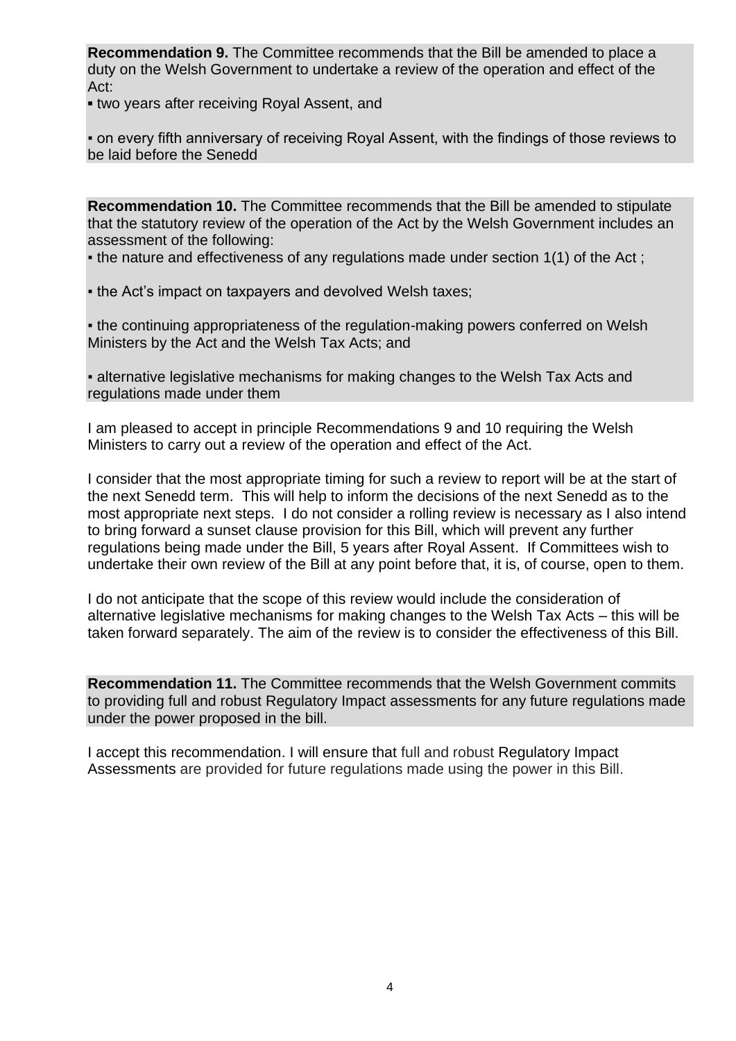**Recommendation 9.** The Committee recommends that the Bill be amended to place a duty on the Welsh Government to undertake a review of the operation and effect of the Act:

- two years after receiving Royal Assent, and
- on every fifth anniversary of receiving Royal Assent, with the findings of those reviews to be laid before the Senedd

**Recommendation 10.** The Committee recommends that the Bill be amended to stipulate that the statutory review of the operation of the Act by the Welsh Government includes an assessment of the following:

- the nature and effectiveness of any regulations made under section 1(1) of the Act ;
- the Act's impact on taxpayers and devolved Welsh taxes;
- the continuing appropriateness of the regulation-making powers conferred on Welsh Ministers by the Act and the Welsh Tax Acts; and
- alternative legislative mechanisms for making changes to the Welsh Tax Acts and regulations made under them

I am pleased to accept in principle Recommendations 9 and 10 requiring the Welsh Ministers to carry out a review of the operation and effect of the Act.

I consider that the most appropriate timing for such a review to report will be at the start of the next Senedd term. This will help to inform the decisions of the next Senedd as to the most appropriate next steps. I do not consider a rolling review is necessary as I also intend to bring forward a sunset clause provision for this Bill, which will prevent any further regulations being made under the Bill, 5 years after Royal Assent. If Committees wish to undertake their own review of the Bill at any point before that, it is, of course, open to them.

I do not anticipate that the scope of this review would include the consideration of alternative legislative mechanisms for making changes to the Welsh Tax Acts – this will be taken forward separately. The aim of the review is to consider the effectiveness of this Bill.

**Recommendation 11.** The Committee recommends that the Welsh Government commits to providing full and robust Regulatory Impact assessments for any future regulations made under the power proposed in the bill.

I accept this recommendation. I will ensure that full and robust Regulatory Impact Assessments are provided for future regulations made using the power in this Bill.